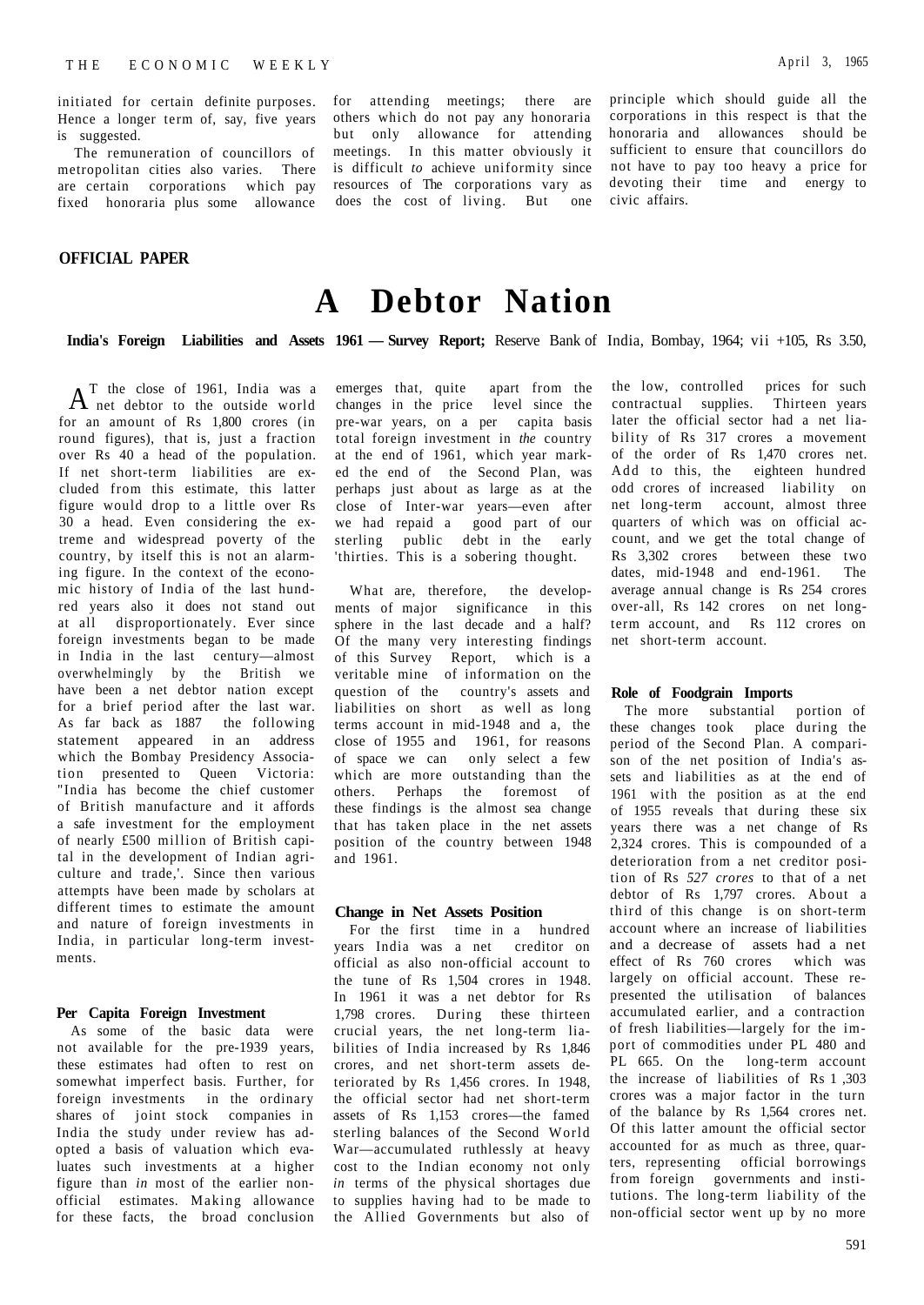initiated for certain definite purposes. Hence a longer term of, say, five years is suggested.

The remuneration of councillors of metropolitan cities also varies. There are certain corporations which pay fixed honoraria plus some allowance for attending meetings; there are others which do not pay any honoraria but only allowance for attending meetings. In this matter obviously it is difficult *to* achieve uniformity since resources of The corporations vary as does the cost of living. But one principle which should guide all the corporations in this respect is that the honoraria and allowances should be sufficient to ensure that councillors do not have to pay too heavy a price for devoting their time and energy to civic affairs.

**OFFICIAL PAPER**

# A Debtor Nation

**India's Foreign Liabilities and Assets 1961 — Survey Report;** Reserve Bank of India, Bombay, 1964; vii +105, Rs 3.50,

AT the close of 1961, India was a net debtor to the outside world for an amount of Rs 1,800 crores (in round figures), that is, just a fraction over Rs 40 a head of the population. If net short-term liabilities are excluded from this estimate, this latter figure would drop to a little over Rs 30 a head. Even considering the extreme and widespread poverty of the country, by itself this is not an alarming figure. In the context of the economic history of India of the last hundred years also it does not stand out at all disproportionately. Ever since foreign investments began to be made in India in the last century—almost overwhelmingly by the British we have been a net debtor nation except for a brief period after the last war. As far back as 1887 the following statement appeared in an address which the Bombay Presidency Association presented to Queen Victoria: "India has become the chief customer of British manufacture and it affords a safe investment for the employment of nearly £500 million of British capital in the development of Indian agriculture and trade,'. Since then various attempts have been made by scholars at different times to estimate the amount and nature of foreign investments in India, in particular long-term investments.

### Per Capita Foreign Investment

As some of the basic data were not available for the pre-1939 years, these estimates had often to rest on somewhat imperfect basis. Further, for foreign investments in the ordinary shares of joint stock companies in India the study under review has adopted a basis of valuation which evaluates such investments at a higher figure than *in* most of the earlier non-official estimates. Making allowance for these facts, the broad conclusion emerges that, quite apart from the changes in the price level since the pre-war years, on a per capita basis total foreign investment in *the* country at the end of 1961, which year marked the end of the Second Plan, was perhaps just about as large as at the close of Inter-war years—even after we had repaid a good part of our sterling public debt in the early 'thirties. This is a sobering thought.

What are, therefore, the developments of major significance in this sphere in the last decade and a half? Of the many very interesting findings of this Survey Report, which is a veritable mine of information on the question of the country's assets and liabilities on short as well as long terms account in mid-1948 and a, the close of 1955 and 1961, for reasons of space we can only select a few which are more outstanding than the others. Perhaps the foremost of these findings is the almost sea change that has taken place in the net assets position of the country between 1948 and 1961.

### Change in Net Assets Position

For the first time in a hundred years India was a net creditor on official as also non-official account to the tune of Rs 1,504 crores in 1948. In 1961 it was a net debtor for Rs 1,798 crores. During these thirteen crucial years, the net long-term liabilities of India increased by Rs 1,846 crores, and net short-term assets deteriorated by Rs 1,456 crores. In 1948, the official sector had net short-term assets of Rs 1,153 crores—the famed sterling balances of the Second World War—accumulated ruthlessly at heavy cost to the Indian economy not only *in* terms of the physical shortages due to supplies having had to be made to the Allied Governments but also of the low, controlled prices for such contractual supplies. Thirteen years later the official sector had a net liability of Rs 317 crores a movement of the order of Rs 1,470 crores net. Add to this, the eighteen hundred odd crores of increased liability on net long-term account, almost three quarters of which was on official account, and we get the total change of Rs 3,302 crores between these two dates, mid-1948 and end-1961. The average annual change is Rs 254 crores over-all, Rs 142 crores on net long-term account, and Rs 112 crores on net short-term account.

### Role of Foodgrain Imports

The more substantial portion of these changes took place during the period of the Second Plan. A comparison of the net position of India's assets and liabilities as at the end of 1961 with the position as at the end of 1955 reveals that during these six years there was a net change of Rs 2,324 crores. This is compounded of a deterioration from a net creditor position of Rs *527 crores* to that of a net debtor of Rs 1,797 crores. About a third of this change is on short-term account where an increase of liabilities and a decrease of assets had a net effect of Rs 760 crores which was largely on official account. These represented the utilisation of balances accumulated earlier, and a contraction of fresh liabilities—largely for the import of commodities under PL 480 and PL 665. On the long-term account the increase of liabilities of Rs 1 ,303 crores was a major factor in the turn of the balance by Rs 1,564 crores net. Of this latter amount the official sector accounted for as much as three, quarters, representing official borrowings from foreign governments and institutions. The long-term liability of the non-official sector went up by no more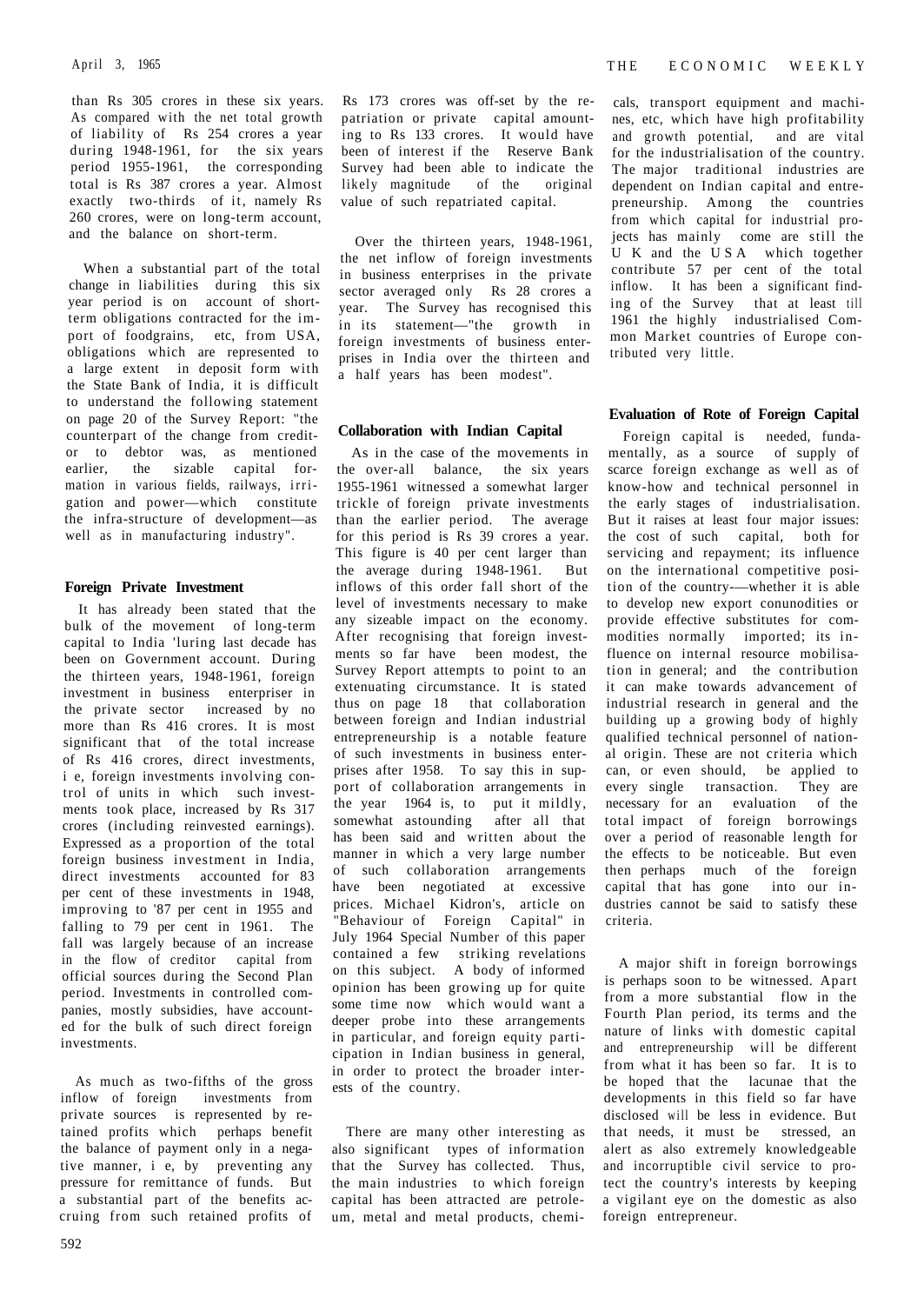than Rs 305 crores in these six years. As compared with the net total growth of liability of Rs 254 crores a year during 1948-1961, for the six years period 1955-1961, the corresponding total is Rs 387 crores a year. Almost exactly two-thirds of it, namely Rs 260 crores, were on long-term account, and the balance on short-term.

When a substantial part of the total change in liabilities during this six year period is on account of short-term obligations contracted for the import of foodgrains, etc, from USA, obligations which are represented to a large extent in deposit form with the State Bank of India, it is difficult to understand the following statement on page 20 of the Survey Report: "the counterpart of the change from creditor to debtor was, as mentioned earlier, the sizable capital formation in various fields, railways, irrigation and power—which constitute the infra-structure of development—as well as in manufacturing industry".

### Foreign Private Investment

It has already been stated that the bulk of the movement of long-term capital to India 'luring last decade has been on Government account. During the thirteen years, 1948-1961, foreign investment in business enterpriser in the private sector increased by no more than Rs 416 crores. It is most significant that of the total increase of Rs 416 crores, direct investments, i e, foreign investments involving control of units in which such investments took place, increased by Rs 317 crores (including reinvested earnings). Expressed as a proportion of the total foreign business investment in India, direct investments accounted for 83 per cent of these investments in 1948, improving to '87 per cent in 1955 and falling to 79 per cent in 1961. The fall was largely because of an increase in the flow of creditor capital from official sources during the Second Plan period. Investments in controlled companies, mostly subsidies, have accounted for the bulk of such direct foreign investments.

As much as two-fifths of the gross inflow of foreign investments from private sources is represented by retained profits which perhaps benefit the balance of payment only in a negative manner, i e, by preventing any pressure for remittance of funds. But a substantial part of the benefits accruing from such retained profits of Rs 173 crores was off-set by the repatriation or private capital amounting to Rs 133 crores. It would have been of interest if the Reserve Bank Survey had been able to indicate the likely magnitude of the original value of such repatriated capital.

Over the thirteen years, 1948-1961, the net inflow of foreign investments in business enterprises in the private sector averaged only Rs 28 crores a year. The Survey has recognised this in its statement—"the growth in foreign investments of business enterprises in India over the thirteen and a half years has been modest".

### Collaboration with Indian Capital

As in the case of the movements in the over-all balance, the six years 1955-1961 witnessed a somewhat larger trickle of foreign private investments than the earlier period. The average for this period is Rs 39 crores a year. This figure is 40 per cent larger than the average during 1948-1961. But inflows of this order fall short of the level of investments necessary to make any sizeable impact on the economy. After recognising that foreign investments so far have been modest, the Survey Report attempts to point to an extenuating circumstance. It is stated thus on page 18 that collaboration between foreign and Indian industrial entrepreneurship is a notable feature of such investments in business enterprises after 1958. To say this in support of collaboration arrangements in the year 1964 is, to put it mildly, somewhat astounding after all that has been said and written about the manner in which a very large number of such collaboration arrangements have been negotiated at excessive prices. Michael Kidron's, article on "Behaviour of Foreign Capital" in July 1964 Special Number of this paper contained a few striking revelations on this subject. A body of informed opinion has been growing up for quite some time now which would want a deeper probe into these arrangements in particular, and foreign equity participation in Indian business in general, in order to protect the broader interests of the country.

There are many other interesting as also significant types of information that the Survey has collected. Thus, the main industries to which foreign capital has been attracted are petroleum, metal and metal products, chemicals, transport equipment and machines, etc, which have high profitability and growth potential, and are vital for the industrialisation of the country. The major traditional industries are dependent on Indian capital and entrepreneurship. Among the countries from which capital for industrial projects has mainly come are still the U K and the U S A which together contribute 57 per cent of the total inflow. It has been a significant finding of the Survey that at least till 1961 the highly industrialised Common Market countries of Europe contributed very little.

### Evaluation of Rote of Foreign Capital

Foreign capital is needed, fundamentally, as a source of supply of scarce foreign exchange as well as of know-how and technical personnel in the early stages of industrialisation. But it raises at least four major issues: the cost of such capital, both for servicing and repayment; its influence on the international competitive position of the country-—whether it is able to develop new export conunodities or provide effective substitutes for commodities normally imported; its influence on internal resource mobilisation in general; and the contribution it can make towards advancement of industrial research in general and the building up a growing body of highly qualified technical personnel of national origin. These are not criteria which can, or even should, be applied to every single transaction. They are necessary for an evaluation of the total impact of foreign borrowings over a period of reasonable length for the effects to be noticeable. But even then perhaps much of the foreign capital that has gone into our industries cannot be said to satisfy these criteria.

A major shift in foreign borrowings is perhaps soon to be witnessed. Apart from a more substantial flow in the Fourth Plan period, its terms and the nature of links with domestic capital and entrepreneurship will be different from what it has been so far. It is to be hoped that the lacunae that the developments in this field so far have disclosed will be less in evidence. But that needs, it must be stressed, an alert as also extremely knowledgeable and incorruptible civil service to protect the country's interests by keeping a vigilant eye on the domestic as also foreign entrepreneur.